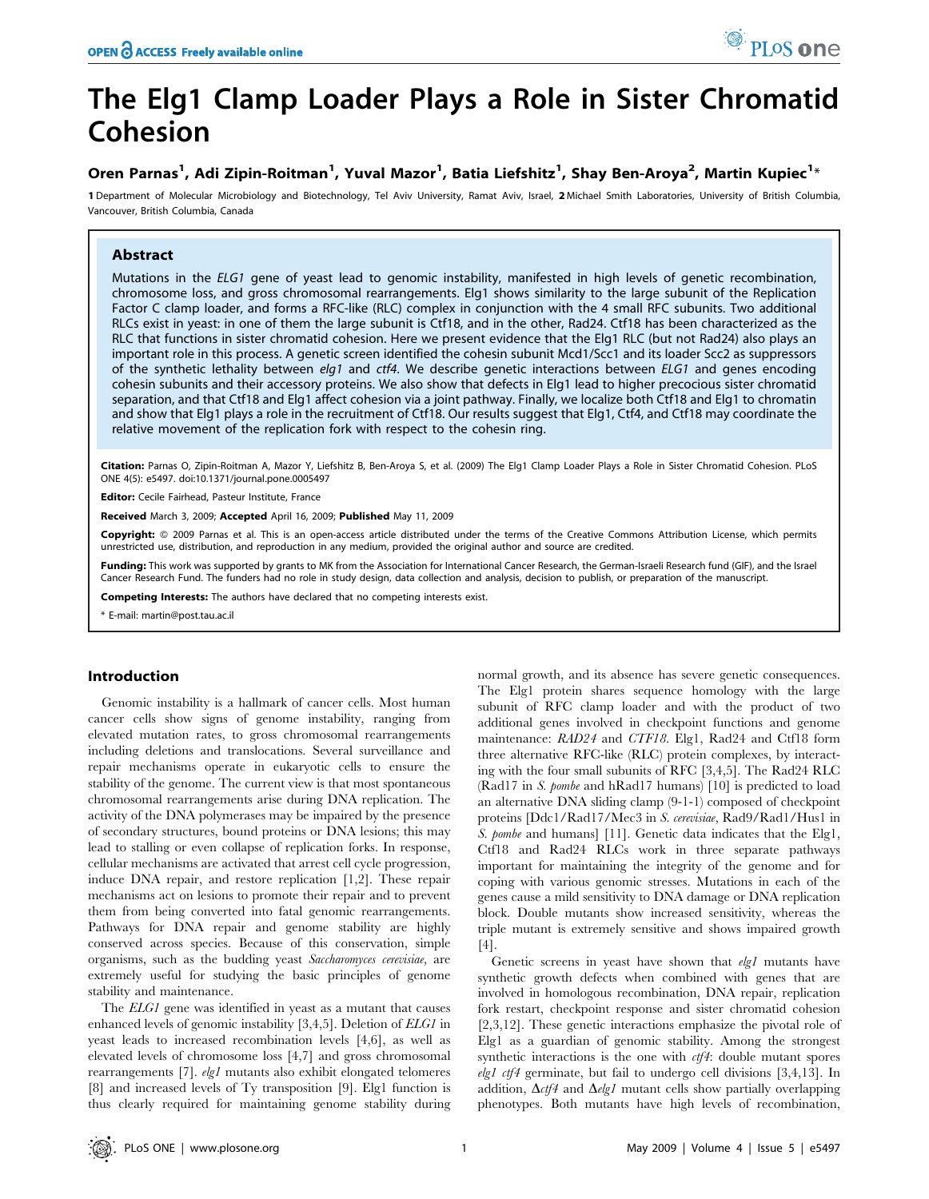# The Elg1 Clamp Loader Plays a Role in Sister Chromatid Cohesion

**Oren Parnas[1], Adi Zipin-Roitman[1], Yuval Mazor[1], Batia Liefshitz[1], Shay Ben-Aroya[2], Martin Kupiec[1]***

**1** Department of Molecular Microbiology and Biotechnology, Tel Aviv University, Ramat Aviv, Israel, **2** Michael Smith Laboratories, University of British Columbia, Vancouver, British Columbia, Canada

## Abstract

Mutations in the *ELG1* gene of yeast lead to genomic instability, manifested in high levels of genetic recombination, chromosome loss, and gross chromosomal rearrangements. Elg1 shows similarity to the large subunit of the Replication Factor C clamp loader, and forms a RFC-like (RLC) complex in conjunction with the 4 small RFC subunits. Two additional RLCs exist in yeast: in one of them the large subunit is Ctf18, and in the other, Rad24. Ctf18 has been characterized as the RLC that functions in sister chromatid cohesion. Here we present evidence that the Elg1 RLC (but not Rad24) also plays an important role in this process. A genetic screen identified the cohesin subunit Mcd1/Scc1 and its loader Scc2 as suppressors of the synthetic lethality between *elg1* and *ctf4*. We describe genetic interactions between *ELG1* and genes encoding cohesin subunits and their accessory proteins. We also show that defects in Elg1 lead to higher precocious sister chromatid separation, and that Ctf18 and Elg1 affect cohesion via a joint pathway. Finally, we localize both Ctf18 and Elg1 to chromatin and show that Elg1 plays a role in the recruitment of Ctf18. Our results suggest that Elg1, Ctf4, and Ctf18 may coordinate the relative movement of the replication fork with respect to the cohesin ring.

**Citation:** Parnas O, Zipin-Roitman A, Mazor Y, Liefshitz B, Ben-Aroya S, et al. (2009) The Elg1 Clamp Loader Plays a Role in Sister Chromatid Cohesion. PLoS ONE 4(5): e5497. doi:10.1371/journal.pone.0005497

**Editor:** Cecile Fairhead, Pasteur Institute, France

**Received** March 3, 2009; **Accepted** April 16, 2009; **Published** May 11, 2009

**Copyright:** © 2009 Parnas et al. This is an open-access article distributed under the terms of the Creative Commons Attribution License, which permits unrestricted use, distribution, and reproduction in any medium, provided the original author and source are credited.

**Funding:** This work was supported by grants to MK from the Association for International Cancer Research, the German-Israeli Research fund (GIF), and the Israel Cancer Research Fund. The funders had no role in study design, data collection and analysis, decision to publish, or preparation of the manuscript.

**Competing Interests:** The authors have declared that no competing interests exist.

\* E-mail: martin@post.tau.ac.il

## Introduction

Genomic instability is a hallmark of cancer cells. Most human cancer cells show signs of genome instability, ranging from elevated mutation rates, to gross chromosomal rearrangements including deletions and translocations. Several surveillance and repair mechanisms operate in eukaryotic cells to ensure the stability of the genome. The current view is that most spontaneous chromosomal rearrangements arise during DNA replication. The activity of the DNA polymerases may be impaired by the presence of secondary structures, bound proteins or DNA lesions; this may lead to stalling or even collapse of replication forks. In response, cellular mechanisms are activated that arrest cell cycle progression, induce DNA repair, and restore replication [1,2]. These repair mechanisms act on lesions to promote their repair and to prevent them from being converted into fatal genomic rearrangements. Pathways for DNA repair and genome stability are highly conserved across species. Because of this conservation, simple organisms, such as the budding yeast *Saccharomyces cerevisiae*, are extremely useful for studying the basic principles of genome stability and maintenance.

The *ELG1* gene was identified in yeast as a mutant that causes enhanced levels of genomic instability [3,4,5]. Deletion of *ELG1* in yeast leads to increased recombination levels [4,6], as well as elevated levels of chromosome loss [4,7] and gross chromosomal rearrangements [7]. *elg1* mutants also exhibit elongated telomeres [8] and increased levels of Ty transposition [9]. Elg1 function is thus clearly required for maintaining genome stability during normal growth, and its absence has severe genetic consequences. The Elg1 protein shares sequence homology with the large subunit of RFC clamp loader and with the product of two additional genes involved in checkpoint functions and genome maintenance: *RAD24* and *CTF18*. Elg1, Rad24 and Ctf18 form three alternative RFC-like (RLC) protein complexes, by interacting with the four small subunits of RFC [3,4,5]. The Rad24 RLC (Rad17 in *S. pombe* and hRad17 humans) [10] is predicted to load an alternative DNA sliding clamp (9-1-1) composed of checkpoint proteins [Ddc1/Rad17/Mec3 in *S. cerevisiae*, Rad9/Rad1/Hus1 in *S. pombe* and humans] [11]. Genetic data indicates that the Elg1, Ctf18 and Rad24 RLCs work in three separate pathways important for maintaining the integrity of the genome and for coping with various genomic stresses. Mutations in each of the genes cause a mild sensitivity to DNA damage or DNA replication block. Double mutants show increased sensitivity, whereas the triple mutant is extremely sensitive and shows impaired growth [4].

Genetic screens in yeast have shown that *elg1* mutants have synthetic growth defects when combined with genes that are involved in homologous recombination, DNA repair, replication fork restart, checkpoint response and sister chromatid cohesion [2,3,12]. These genetic interactions emphasize the pivotal role of Elg1 as a guardian of genomic stability. Among the strongest synthetic interactions is the one with *ctf4*: double mutant spores *elg1 ctf4* germinate, but fail to undergo cell divisions [3,4,13]. In addition, Δ*ctf4* and Δ*elg1* mutant cells show partially overlapping phenotypes. Both mutants have high levels of recombination,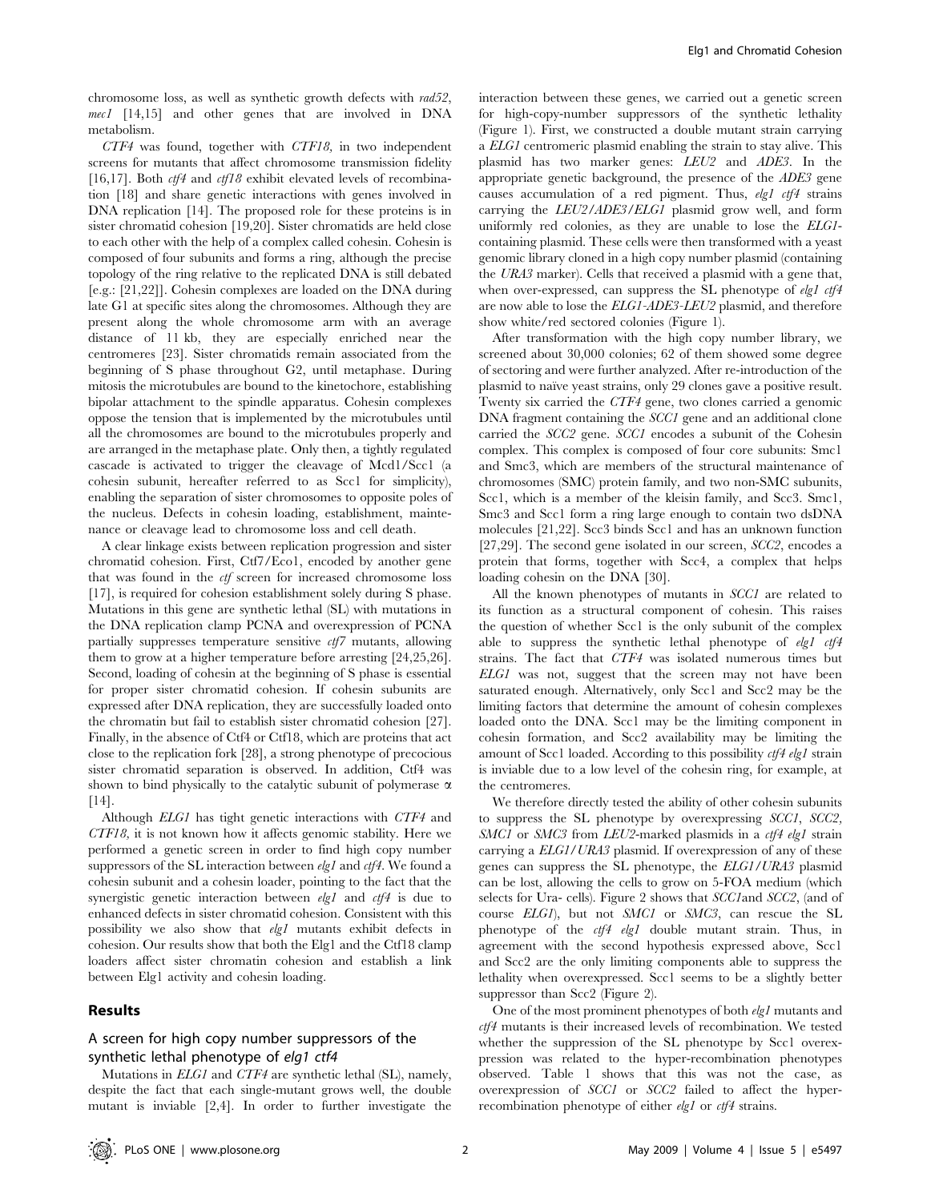chromosome loss, as well as synthetic growth defects with *rad52*, *mec1* [14,15] and other genes that are involved in DNA metabolism.

*CTF4* was found, together with *CTF18,* in two independent screens for mutants that affect chromosome transmission fidelity [16,17]. Both *ctf4* and *ctf18* exhibit elevated levels of recombination [18] and share genetic interactions with genes involved in DNA replication [14]. The proposed role for these proteins is in sister chromatid cohesion [19,20]. Sister chromatids are held close to each other with the help of a complex called cohesin. Cohesin is composed of four subunits and forms a ring, although the precise topology of the ring relative to the replicated DNA is still debated [e.g.: [21,22]]. Cohesin complexes are loaded on the DNA during late G1 at specific sites along the chromosomes. Although they are present along the whole chromosome arm with an average distance of 11 kb, they are especially enriched near the centromeres [23]. Sister chromatids remain associated from the beginning of S phase throughout G2, until metaphase. During mitosis the microtubules are bound to the kinetochore, establishing bipolar attachment to the spindle apparatus. Cohesin complexes oppose the tension that is implemented by the microtubules until all the chromosomes are bound to the microtubules properly and are arranged in the metaphase plate. Only then, a tightly regulated cascade is activated to trigger the cleavage of Mcd1/Scc1 (a cohesin subunit, hereafter referred to as Scc1 for simplicity), enabling the separation of sister chromosomes to opposite poles of the nucleus. Defects in cohesin loading, establishment, maintenance or cleavage lead to chromosome loss and cell death.

A clear linkage exists between replication progression and sister chromatid cohesion. First, Ctf7/Eco1, encoded by another gene that was found in the *ctf* screen for increased chromosome loss [17], is required for cohesion establishment solely during S phase. Mutations in this gene are synthetic lethal (SL) with mutations in the DNA replication clamp PCNA and overexpression of PCNA partially suppresses temperature sensitive *ctf7* mutants, allowing them to grow at a higher temperature before arresting [24,25,26]. Second, loading of cohesin at the beginning of S phase is essential for proper sister chromatid cohesion. If cohesin subunits are expressed after DNA replication, they are successfully loaded onto the chromatin but fail to establish sister chromatid cohesion [27]. Finally, in the absence of Ctf4 or Ctf18, which are proteins that act close to the replication fork [28], a strong phenotype of precocious sister chromatid separation is observed. In addition, Ctf4 was shown to bind physically to the catalytic subunit of polymerase α [14].

Although *ELG1* has tight genetic interactions with *CTF4* and *CTF18*, it is not known how it affects genomic stability. Here we performed a genetic screen in order to find high copy number suppressors of the SL interaction between *elg1* and *ctf4*. We found a cohesin subunit and a cohesin loader, pointing to the fact that the synergistic genetic interaction between *elg1* and *ctf4* is due to enhanced defects in sister chromatid cohesion. Consistent with this possibility we also show that *elg1* mutants exhibit defects in cohesion. Our results show that both the Elg1 and the Ctf18 clamp loaders affect sister chromatin cohesion and establish a link between Elg1 activity and cohesin loading.

## Results

### A screen for high copy number suppressors of the synthetic lethal phenotype of *elg1 ctf4*

Mutations in *ELG1* and *CTF4* are synthetic lethal (SL), namely, despite the fact that each single-mutant grows well, the double mutant is inviable [2,4]. In order to further investigate the interaction between these genes, we carried out a genetic screen for high-copy-number suppressors of the synthetic lethality (Figure 1). First, we constructed a double mutant strain carrying a *ELG1* centromeric plasmid enabling the strain to stay alive. This plasmid has two marker genes: *LEU2* and *ADE3*. In the appropriate genetic background, the presence of the *ADE3* gene causes accumulation of a red pigment. Thus, *elg1 ctf4* strains carrying the *LEU2/ADE3/ELG1* plasmid grow well, and form uniformly red colonies, as they are unable to lose the *ELG1*-containing plasmid. These cells were then transformed with a yeast genomic library cloned in a high copy number plasmid (containing the *URA3* marker). Cells that received a plasmid with a gene that, when over-expressed, can suppress the SL phenotype of *elg1 ctf4* are now able to lose the *ELG1-ADE3-LEU2* plasmid, and therefore show white/red sectored colonies (Figure 1).

After transformation with the high copy number library, we screened about 30,000 colonies; 62 of them showed some degree of sectoring and were further analyzed. After re-introduction of the plasmid to naïve yeast strains, only 29 clones gave a positive result. Twenty six carried the *CTF4* gene, two clones carried a genomic DNA fragment containing the *SCC1* gene and an additional clone carried the *SCC2* gene. *SCC1* encodes a subunit of the Cohesin complex. This complex is composed of four core subunits: Smc1 and Smc3, which are members of the structural maintenance of chromosomes (SMC) protein family, and two non-SMC subunits, Scc1, which is a member of the kleisin family, and Scc3. Smc1, Smc3 and Scc1 form a ring large enough to contain two dsDNA molecules [21,22]. Scc3 binds Scc1 and has an unknown function [27,29]. The second gene isolated in our screen, *SCC2*, encodes a protein that forms, together with Scc4, a complex that helps loading cohesin on the DNA [30].

All the known phenotypes of mutants in *SCC1* are related to its function as a structural component of cohesin. This raises the question of whether Scc1 is the only subunit of the complex able to suppress the synthetic lethal phenotype of *elg1 ctf4* strains. The fact that *CTF4* was isolated numerous times but *ELG1* was not, suggest that the screen may not have been saturated enough. Alternatively, only Scc1 and Scc2 may be the limiting factors that determine the amount of cohesin complexes loaded onto the DNA. Scc1 may be the limiting component in cohesin formation, and Scc2 availability may be limiting the amount of Scc1 loaded. According to this possibility *ctf4 elg1* strain is inviable due to a low level of the cohesin ring, for example, at the centromeres.

We therefore directly tested the ability of other cohesin subunits to suppress the SL phenotype by overexpressing *SCC1*, *SCC2*, *SMC1* or *SMC3* from *LEU2*-marked plasmids in a *ctf4 elg1* strain carrying a *ELG1/URA3* plasmid. If overexpression of any of these genes can suppress the SL phenotype, the *ELG1/URA3* plasmid can be lost, allowing the cells to grow on 5-FOA medium (which selects for Ura- cells). Figure 2 shows that *SCC1*and *SCC2*, (and of course *ELG1*), but not *SMC1* or *SMC3*, can rescue the SL phenotype of the *ctf4 elg1* double mutant strain. Thus, in agreement with the second hypothesis expressed above, Scc1 and Scc2 are the only limiting components able to suppress the lethality when overexpressed. Scc1 seems to be a slightly better suppressor than Scc2 (Figure 2).

One of the most prominent phenotypes of both *elg1* mutants and *ctf4* mutants is their increased levels of recombination. We tested whether the suppression of the SL phenotype by Scc1 overexpression was related to the hyper-recombination phenotypes observed. Table 1 shows that this was not the case, as overexpression of *SCC1* or *SCC2* failed to affect the hyper-recombination phenotype of either *elg1* or *ctf4* strains.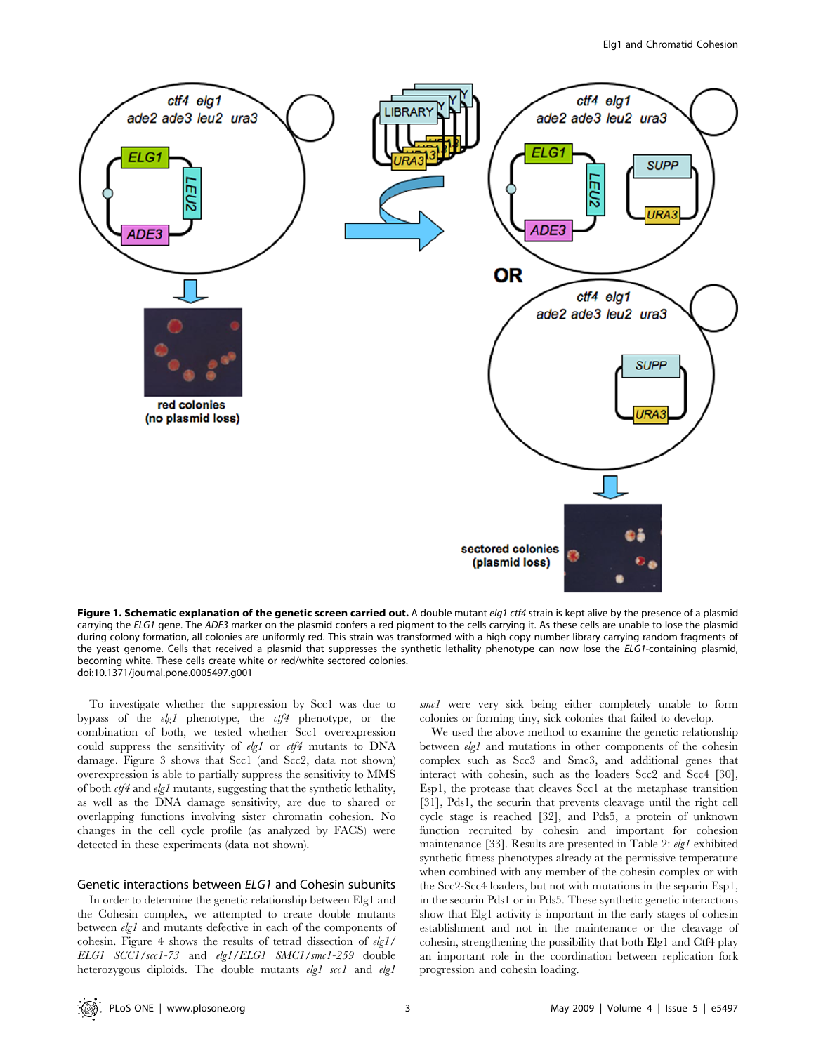**Figure 1. Schematic explanation of the genetic screen carried out.** A double mutant *elg1 ctf4* strain is kept alive by the presence of a plasmid carrying the *ELG1* gene. The *ADE3* marker on the plasmid confers a red pigment to the cells carrying it. As these cells are unable to lose the plasmid during colony formation, all colonies are uniformly red. This strain was transformed with a high copy number library carrying random fragments of the yeast genome. Cells that received a plasmid that suppresses the synthetic lethality phenotype can now lose the *ELG1*-containing plasmid, becoming white. These cells create white or red/white sectored colonies.
doi:10.1371/journal.pone.0005497.g001

To investigate whether the suppression by Scc1 was due to bypass of the *elg1* phenotype, the *ctf4* phenotype, or the combination of both, we tested whether Scc1 overexpression could suppress the sensitivity of *elg1* or *ctf4* mutants to DNA damage. Figure 3 shows that Scc1 (and Scc2, data not shown) overexpression is able to partially suppress the sensitivity to MMS of both *ctf4* and *elg1* mutants, suggesting that the synthetic lethality, as well as the DNA damage sensitivity, are due to shared or overlapping functions involving sister chromatin cohesion. No changes in the cell cycle profile (as analyzed by FACS) were detected in these experiments (data not shown).

## Genetic interactions between *ELG1* and Cohesin subunits

In order to determine the genetic relationship between Elg1 and the Cohesin complex, we attempted to create double mutants between *elg1* and mutants defective in each of the components of cohesin. Figure 4 shows the results of tetrad dissection of *elg1/ELG1 SCC1/scc1-73* and *elg1/ELG1 SMC1/smc1-259* double heterozygous diploids. The double mutants *elg1 scc1* and *elg1 smc1* were very sick being either completely unable to form colonies or forming tiny, sick colonies that failed to develop.

We used the above method to examine the genetic relationship between *elg1* and mutations in other components of the cohesin complex such as Scc3 and Smc3, and additional genes that interact with cohesin, such as the loaders Scc2 and Scc4 [30], Esp1, the protease that cleaves Scc1 at the metaphase transition [31], Pds1, the securin that prevents cleavage until the right cell cycle stage is reached [32], and Pds5, a protein of unknown function recruited by cohesin and important for cohesin maintenance [33]. Results are presented in Table 2: *elg1* exhibited synthetic fitness phenotypes already at the permissive temperature when combined with any member of the cohesin complex or with the Scc2-Scc4 loaders, but not with mutations in the separin Esp1, in the securin Pds1 or in Pds5. These synthetic genetic interactions show that Elg1 activity is important in the early stages of cohesin establishment and not in the maintenance or the cleavage of cohesin, strengthening the possibility that both Elg1 and Ctf4 play an important role in the coordination between replication fork progression and cohesin loading.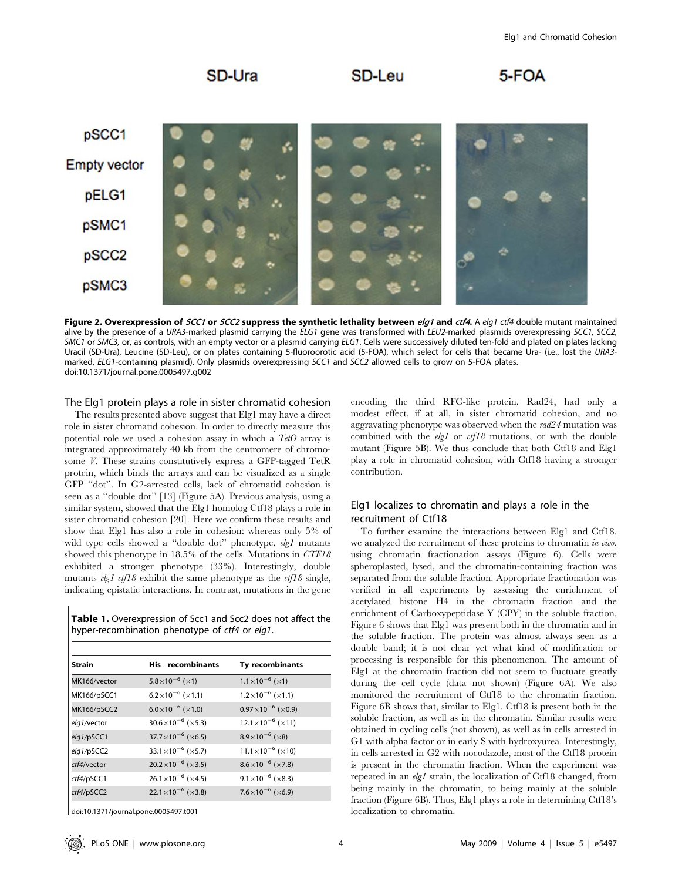**Figure 2. Overexpression of *SCC1* or *SCC2* suppress the synthetic lethality between *elg1* and *ctf4*.** A *elg1 ctf4* double mutant maintained alive by the presence of a *URA3*-marked plasmid carrying the *ELG1* gene was transformed with *LEU2*-marked plasmids overexpressing *SCC1, SCC2, SMC1* or *SMC3,* or, as controls, with an empty vector or a plasmid carrying *ELG1*. Cells were successively diluted ten-fold and plated on plates lacking Uracil (SD-Ura), Leucine (SD-Leu), or on plates containing 5-fluoroorotic acid (5-FOA), which select for cells that became Ura- (i.e., lost the *URA3*-marked, *ELG1*-containing plasmid). Only plasmids overexpressing *SCC1* and *SCC2* allowed cells to grow on 5-FOA plates.
doi:10.1371/journal.pone.0005497.g002

## The Elg1 protein plays a role in sister chromatid cohesion

The results presented above suggest that Elg1 may have a direct role in sister chromatid cohesion. In order to directly measure this potential role we used a cohesion assay in which a *TetO* array is integrated approximately 40 kb from the centromere of chromosome *V*. These strains constitutively express a GFP-tagged TetR protein, which binds the arrays and can be visualized as a single GFP "dot". In G2-arrested cells, lack of chromatid cohesion is seen as a "double dot" [13] (Figure 5A). Previous analysis, using a similar system, showed that the Elg1 homolog Ctf18 plays a role in sister chromatid cohesion [20]. Here we confirm these results and show that Elg1 has also a role in cohesion: whereas only 5% of wild type cells showed a "double dot" phenotype, *elg1* mutants showed this phenotype in 18.5% of the cells. Mutations in *CTF18* exhibited a stronger phenotype (33%). Interestingly, double mutants *elg1 ctf18* exhibit the same phenotype as the *ctf18* single, indicating epistatic interactions. In contrast, mutations in the gene encoding the third RFC-like protein, Rad24, had only a modest effect, if at all, in sister chromatid cohesion, and no aggravating phenotype was observed when the *rad24* mutation was combined with the *elg1* or *ctf18* mutations, or with the double mutant (Figure 5B). We thus conclude that both Ctf18 and Elg1 play a role in chromatid cohesion, with Ctf18 having a stronger contribution.

**Table 1.** Overexpression of Scc1 and Scc2 does not affect the hyper-recombination phenotype of *ctf4* or *elg1*.

| Strain | His+ recombinants | Ty recombinants |
|---|---|---|
| MK166/vector | $5.8\times10^{-6}$ (×1) | $1.1\times10^{-6}$ (×1) |
| MK166/pSCC1 | $6.2\times10^{-6}$ (×1.1) | $1.2\times10^{-6}$ (×1.1) |
| MK166/pSCC2 | $6.0\times10^{-6}$ (×1.0) | $0.97\times10^{-6}$ (×0.9) |
| *elg1*/vector | $30.6\times10^{-6}$ (×5.3) | $12.1\times10^{-6}$ (×11) |
| *elg1*/pSCC1 | $37.7\times10^{-6}$ (×6.5) | $8.9\times10^{-6}$ (×8) |
| *elg1*/pSCC2 | $33.1\times10^{-6}$ (×5.7) | $11.1\times10^{-6}$ (×10) |
| *ctf4*/vector | $20.2\times10^{-6}$ (×3.5) | $8.6\times10^{-6}$ (×7.8) |
| *ctf4*/pSCC1 | $26.1\times10^{-6}$ (×4.5) | $9.1\times10^{-6}$ (×8.3) |
| *ctf4*/pSCC2 | $22.1\times10^{-6}$ (×3.8) | $7.6\times10^{-6}$ (×6.9) |

doi:10.1371/journal.pone.0005497.t001

## Elg1 localizes to chromatin and plays a role in the recruitment of Ctf18

To further examine the interactions between Elg1 and Ctf18, we analyzed the recruitment of these proteins to chromatin *in vivo*, using chromatin fractionation assays (Figure 6). Cells were spheroplasted, lysed, and the chromatin-containing fraction was separated from the soluble fraction. Appropriate fractionation was verified in all experiments by assessing the enrichment of acetylated histone H4 in the chromatin fraction and the enrichment of Carboxypeptidase Y (CPY) in the soluble fraction. Figure 6 shows that Elg1 was present both in the chromatin and in the soluble fraction. The protein was almost always seen as a double band; it is not clear yet what kind of modification or processing is responsible for this phenomenon. The amount of Elg1 at the chromatin fraction did not seem to fluctuate greatly during the cell cycle (data not shown) (Figure 6A). We also monitored the recruitment of Ctf18 to the chromatin fraction. Figure 6B shows that, similar to Elg1, Ctf18 is present both in the soluble fraction, as well as in the chromatin. Similar results were obtained in cycling cells (not shown), as well as in cells arrested in G1 with alpha factor or in early S with hydroxyurea. Interestingly, in cells arrested in G2 with nocodazole, most of the Ctf18 protein is present in the chromatin fraction. When the experiment was repeated in an *elg1* strain, the localization of Ctf18 changed, from being mainly in the chromatin, to being mainly at the soluble fraction (Figure 6B). Thus, Elg1 plays a role in determining Ctf18's localization to chromatin.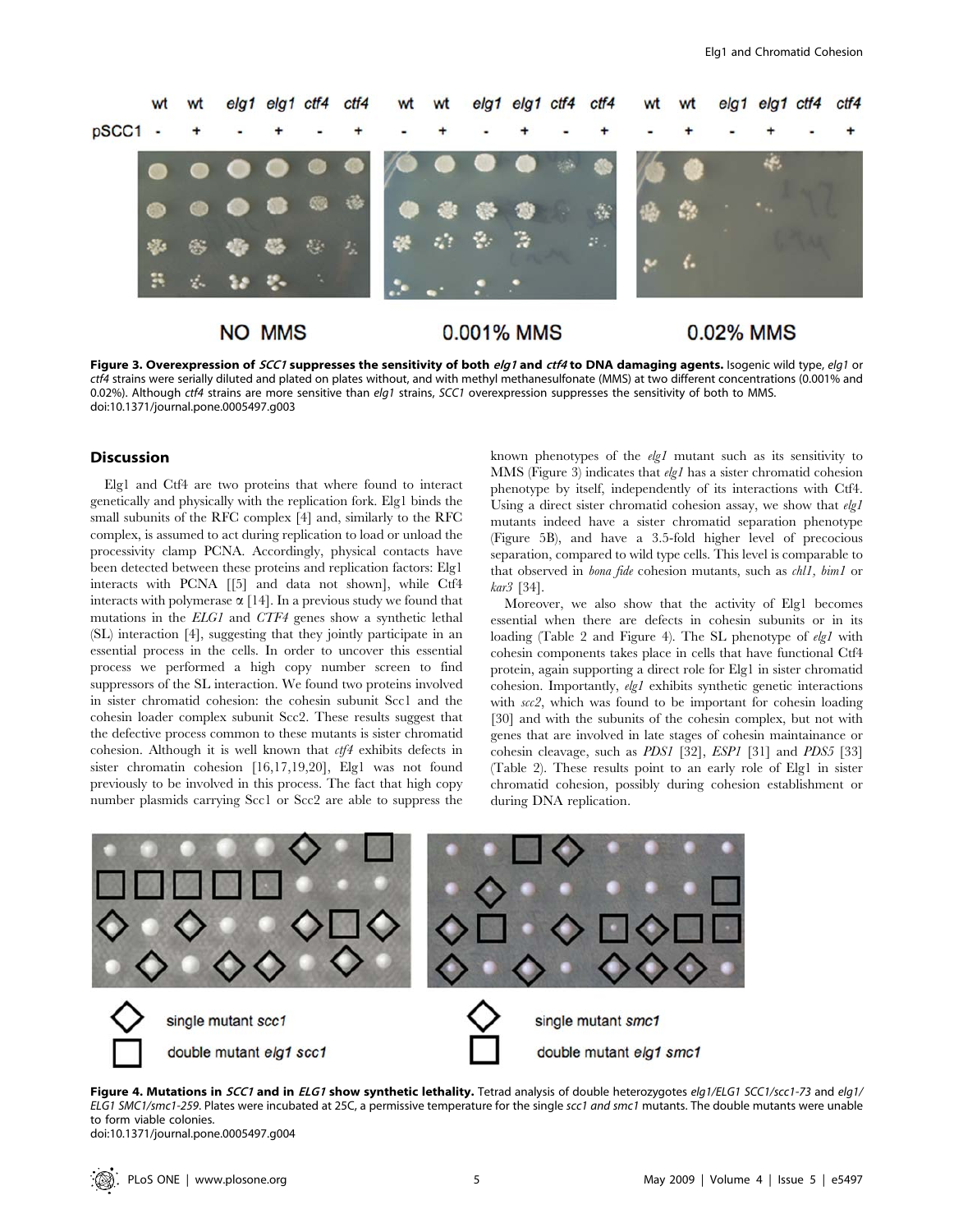**Figure 3. Overexpression of *SCC1* suppresses the sensitivity of both *elg1* and *ctf4* to DNA damaging agents.** Isogenic wild type, *elg1* or *ctf4* strains were serially diluted and plated on plates without, and with methyl methanesulfonate (MMS) at two different concentrations (0.001% and 0.02%). Although *ctf4* strains are more sensitive than *elg1* strains, *SCC1* overexpression suppresses the sensitivity of both to MMS. doi:10.1371/journal.pone.0005497.g003

## Discussion

Elg1 and Ctf4 are two proteins that where found to interact genetically and physically with the replication fork. Elg1 binds the small subunits of the RFC complex [4] and, similarly to the RFC complex, is assumed to act during replication to load or unload the processivity clamp PCNA. Accordingly, physical contacts have been detected between these proteins and replication factors: Elg1 interacts with PCNA [[5] and data not shown], while Ctf4 interacts with polymerase α [14]. In a previous study we found that mutations in the *ELG1* and *CTF4* genes show a synthetic lethal (SL) interaction [4], suggesting that they jointly participate in an essential process in the cells. In order to uncover this essential process we performed a high copy number screen to find suppressors of the SL interaction. We found two proteins involved in sister chromatid cohesion: the cohesin subunit Scc1 and the cohesin loader complex subunit Scc2. These results suggest that the defective process common to these mutants is sister chromatid cohesion. Although it is well known that *ctf4* exhibits defects in sister chromatin cohesion [16,17,19,20], Elg1 was not found previously to be involved in this process. The fact that high copy number plasmids carrying Scc1 or Scc2 are able to suppress the known phenotypes of the *elg1* mutant such as its sensitivity to MMS (Figure 3) indicates that *elg1* has a sister chromatid cohesion phenotype by itself, independently of its interactions with Ctf4. Using a direct sister chromatid cohesion assay, we show that *elg1* mutants indeed have a sister chromatid separation phenotype (Figure 5B), and have a 3.5-fold higher level of precocious separation, compared to wild type cells. This level is comparable to that observed in *bona fide* cohesion mutants, such as *chl1*, *bim1* or *kar3* [34].

Moreover, we also show that the activity of Elg1 becomes essential when there are defects in cohesin subunits or in its loading (Table 2 and Figure 4). The SL phenotype of *elg1* with cohesin components takes place in cells that have functional Ctf4 protein, again supporting a direct role for Elg1 in sister chromatid cohesion. Importantly, *elg1* exhibits synthetic genetic interactions with *scc2*, which was found to be important for cohesin loading [30] and with the subunits of the cohesin complex, but not with genes that are involved in late stages of cohesin maintainance or cohesin cleavage, such as *PDS1* [32], *ESP1* [31] and *PDS5* [33] (Table 2). These results point to an early role of Elg1 in sister chromatid cohesion, possibly during cohesion establishment or during DNA replication.

**Figure 4. Mutations in *SCC1* and in *ELG1* show synthetic lethality.** Tetrad analysis of double heterozygotes *elg1/ELG1 SCC1/scc1-73* and *elg1/ELG1 SMC1/smc1-259*. Plates were incubated at 25C, a permissive temperature for the single *scc1 and smc1* mutants. The double mutants were unable to form viable colonies. doi:10.1371/journal.pone.0005497.g004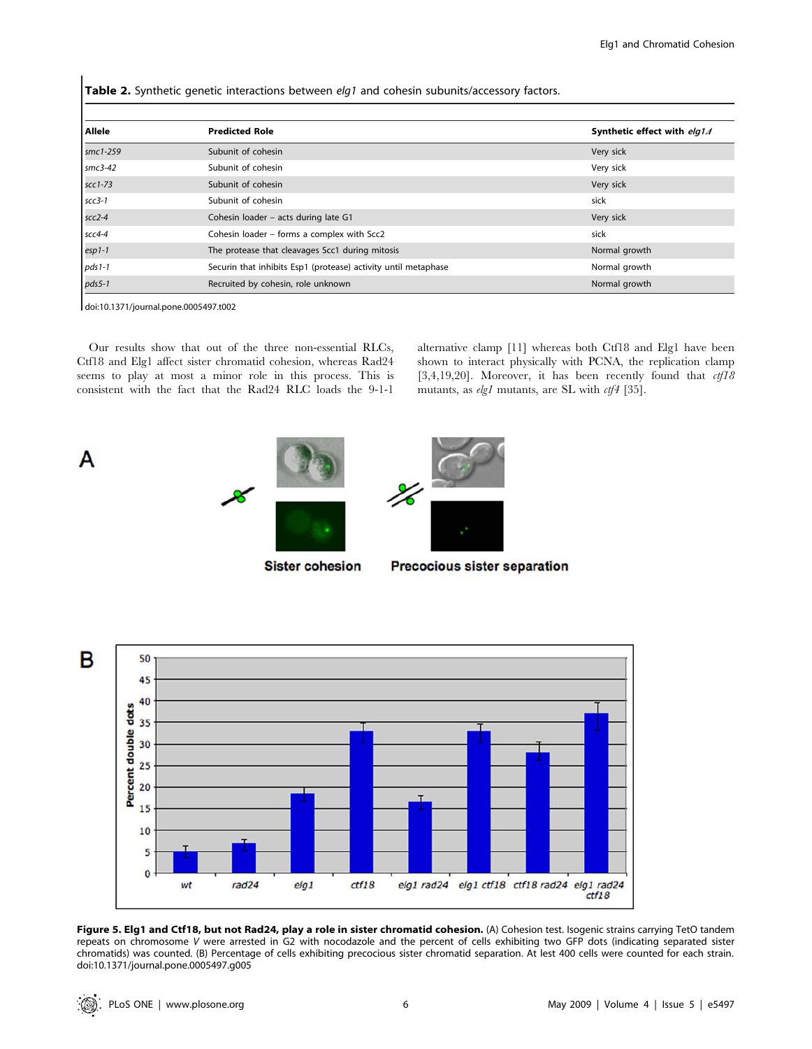**Table 2.** Synthetic genetic interactions between *elg1* and cohesin subunits/accessory factors.

| Allele | Predicted Role | Synthetic effect with *elg1Δ* |
|---|---|---|
| *smc1-259* | Subunit of cohesin | Very sick |
| *smc3-42* | Subunit of cohesin | Very sick |
| *scc1-73* | Subunit of cohesin | Very sick |
| *scc3-1* | Subunit of cohesin | sick |
| *scc2-4* | Cohesin loader – acts during late G1 | Very sick |
| *scc4-4* | Cohesin loader – forms a complex with Scc2 | sick |
| *esp1-1* | The protease that cleavages Scc1 during mitosis | Normal growth |
| *pds1-1* | Securin that inhibits Esp1 (protease) activity until metaphase | Normal growth |
| *pds5-1* | Recruited by cohesin, role unknown | Normal growth |

doi:10.1371/journal.pone.0005497.t002

Our results show that out of the three non-essential RLCs, Ctf18 and Elg1 affect sister chromatid cohesion, whereas Rad24 seems to play at most a minor role in this process. This is consistent with the fact that the Rad24 RLC loads the 9-1-1 alternative clamp [11] whereas both Ctf18 and Elg1 have been shown to interact physically with PCNA, the replication clamp [3,4,19,20]. Moreover, it has been recently found that *ctf18* mutants, as *elg1* mutants, are SL with *ctf4* [35].

**Figure 5. Elg1 and Ctf18, but not Rad24, play a role in sister chromatid cohesion.** (A) Cohesion test. Isogenic strains carrying TetO tandem repeats on chromosome *V* were arrested in G2 with nocodazole and the percent of cells exhibiting two GFP dots (indicating separated sister chromatids) was counted. (B) Percentage of cells exhibiting precocious sister chromatid separation. At lest 400 cells were counted for each strain.
doi:10.1371/journal.pone.0005497.g005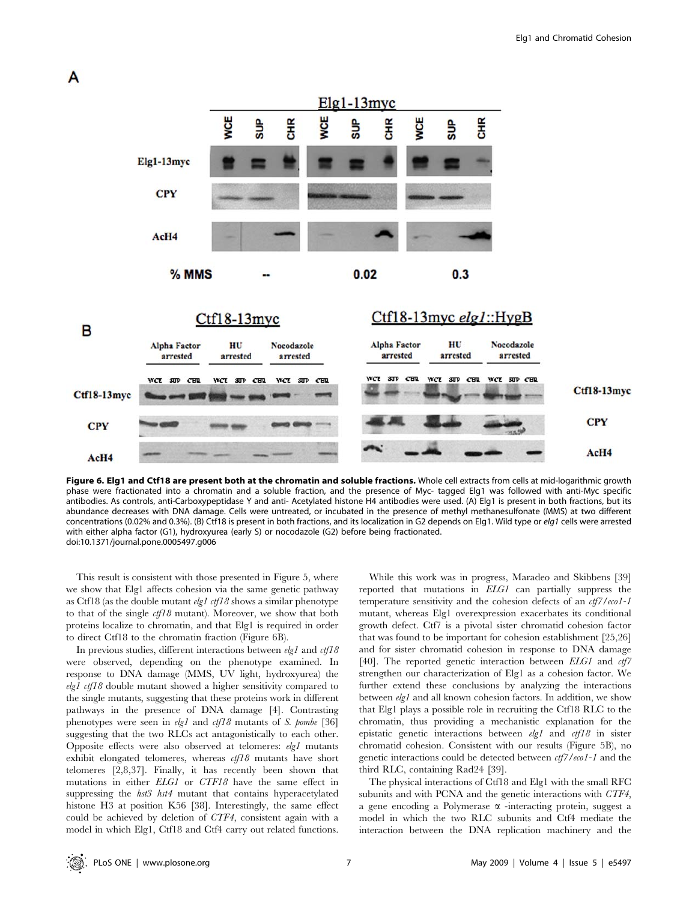**Figure 6. Elg1 and Ctf18 are present both at the chromatin and soluble fractions.** Whole cell extracts from cells at mid-logarithmic growth phase were fractionated into a chromatin and a soluble fraction, and the presence of Myc- tagged Elg1 was followed with anti-Myc specific antibodies. As controls, anti-Carboxypeptidase Y and anti- Acetylated histone H4 antibodies were used. (A) Elg1 is present in both fractions, but its abundance decreases with DNA damage. Cells were untreated, or incubated in the presence of methyl methanesulfonate (MMS) at two different concentrations (0.02% and 0.3%). (B) Ctf18 is present in both fractions, and its localization in G2 depends on Elg1. Wild type or *elg1* cells were arrested with either alpha factor (G1), hydroxyurea (early S) or nocodazole (G2) before being fractionated.
doi:10.1371/journal.pone.0005497.g006

This result is consistent with those presented in Figure 5, where we show that Elg1 affects cohesion via the same genetic pathway as Ctf18 (as the double mutant *elg1 ctf18* shows a similar phenotype to that of the single *ctf18* mutant). Moreover, we show that both proteins localize to chromatin, and that Elg1 is required in order to direct Ctf18 to the chromatin fraction (Figure 6B).

In previous studies, different interactions between *elg1* and *ctf18* were observed, depending on the phenotype examined. In response to DNA damage (MMS, UV light, hydroxyurea) the *elg1 ctf18* double mutant showed a higher sensitivity compared to the single mutants, suggesting that these proteins work in different pathways in the presence of DNA damage [4]. Contrasting phenotypes were seen in *elg1* and *ctf18* mutants of *S. pombe* [36] suggesting that the two RLCs act antagonistically to each other. Opposite effects were also observed at telomeres: *elg1* mutants exhibit elongated telomeres, whereas *ctf18* mutants have short telomeres [2,8,37]. Finally, it has recently been shown that mutations in either *ELG1* or *CTF18* have the same effect in suppressing the *hst3 hst4* mutant that contains hyperacetylated histone H3 at position K56 [38]. Interestingly, the same effect could be achieved by deletion of *CTF4*, consistent again with a model in which Elg1, Ctf18 and Ctf4 carry out related functions.

While this work was in progress, Maradeo and Skibbens [39] reported that mutations in *ELG1* can partially suppress the temperature sensitivity and the cohesion defects of an *ctf7/eco1-1* mutant, whereas Elg1 overexpression exacerbates its conditional growth defect. Ctf7 is a pivotal sister chromatid cohesion factor that was found to be important for cohesion establishment [25,26] and for sister chromatid cohesion in response to DNA damage [40]. The reported genetic interaction between *ELG1* and *ctf7* strengthen our characterization of Elg1 as a cohesion factor. We further extend these conclusions by analyzing the interactions between *elg1* and all known cohesion factors. In addition, we show that Elg1 plays a possible role in recruiting the Ctf18 RLC to the chromatin, thus providing a mechanistic explanation for the epistatic genetic interactions between *elg1* and *ctf18* in sister chromatid cohesion. Consistent with our results (Figure 5B), no genetic interactions could be detected between *ctf7/eco1-1* and the third RLC, containing Rad24 [39].

The physical interactions of Ctf18 and Elg1 with the small RFC subunits and with PCNA and the genetic interactions with *CTF4*, a gene encoding a Polymerase α -interacting protein, suggest a model in which the two RLC subunits and Ctf4 mediate the interaction between the DNA replication machinery and the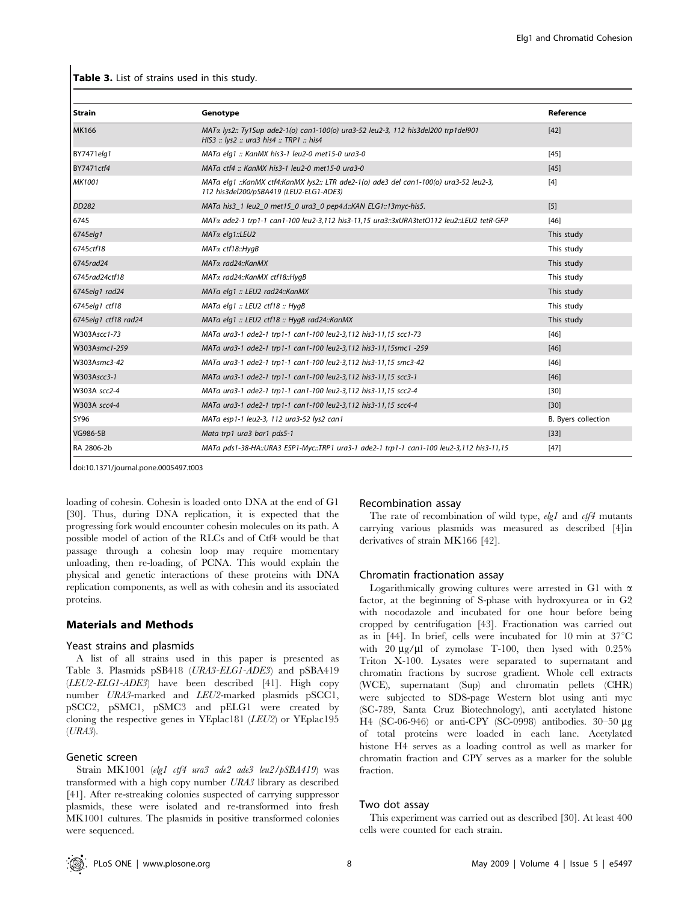**Table 3.** List of strains used in this study.

| Strain | Genotype | Reference |
|---|---|---|
| MK166 | *MATα lys2:: Ty1Sup ade2-1(o) can1-100(o) ura3-52 leu2-3, 112 his3del200 trp1del901 HIS3 :: lys2 :: ura3 his4 :: TRP1 :: his4* | [42] |
| BY7471*elg1* | *MATa elg1 :: KanMX his3-1 leu2-0 met15-0 ura3-0* | [45] |
| BY7471*ctf4* | *MATa ctf4 :: KanMX his3-1 leu2-0 met15-0 ura3-0* | [45] |
| *MK1001* | *MATa elg1 ::KanMX ctf4:KanMX lys2:: LTR ade2-1(o) ade3 del can1-100(o) ura3-52 leu2-3, 112 his3del200/pSBA419 (LEU2-ELG1-ADE3)* | [4] |
| *DD282* | *MATa his3_1 leu2_0 met15_0 ura3_0 pep4Δ::KAN ELG1::13myc-his5.* | [5] |
| 6745 | *MATα ade2-1 trp1-1 can1-100 leu2-3,112 his3-11,15 ura3::3xURA3tetO112 leu2::LEU2 tetR-GFP* | [46] |
| 6745*elg1* | *MATα elg1::LEU2* | This study |
| 6745*ctf18* | *MATα ctf18::HygB* | This study |
| 6745*rad24* | *MATα rad24::KanMX* | This study |
| 6745*rad24ctf18* | *MATα rad24::KanMX ctf18::HygB* | This study |
| 6745*elg1 rad24* | *MATa elg1 :: LEU2 rad24::KanMX* | This study |
| 6745*elg1 ctf18* | *MATa elg1 :: LEU2 ctf18 :: HygB* | This study |
| 6745*elg1 ctf18 rad24* | *MATa elg1 :: LEU2 ctf18 :: HygB rad24::KanMX* | This study |
| W303A*scc1-73* | *MATa ura3-1 ade2-1 trp1-1 can1-100 leu2-3,112 his3-11,15 scc1-73* | [46] |
| W303A*smc1-259* | *MATa ura3-1 ade2-1 trp1-1 can1-100 leu2-3,112 his3-11,15smc1 -259* | [46] |
| W303A*smc3-42* | *MATa ura3-1 ade2-1 trp1-1 can1-100 leu2-3,112 his3-11,15 smc3-42* | [46] |
| W303A*scc3-1* | *MATa ura3-1 ade2-1 trp1-1 can1-100 leu2-3,112 his3-11,15 scc3-1* | [46] |
| W303A *scc2-4* | *MATa ura3-1 ade2-1 trp1-1 can1-100 leu2-3,112 his3-11,15 scc2-4* | [30] |
| W303A *scc4-4* | *MATa ura3-1 ade2-1 trp1-1 can1-100 leu2-3,112 his3-11,15 scc4-4* | [30] |
| SY96 | *MATa esp1-1 leu2-3, 112 ura3-52 lys2 can1* | B. Byers collection |
| VG986-5B | *Mata trp1 ura3 bar1 pds5-1* | [33] |
| RA 2806-2b | *MATa pds1-38-HA::URA3 ESP1-Myc::TRP1 ura3-1 ade2-1 trp1-1 can1-100 leu2-3,112 his3-11,15* | [47] |

doi:10.1371/journal.pone.0005497.t003

loading of cohesin. Cohesin is loaded onto DNA at the end of G1 [30]. Thus, during DNA replication, it is expected that the progressing fork would encounter cohesin molecules on its path. A possible model of action of the RLCs and of Ctf4 would be that passage through a cohesin loop may require momentary unloading, then re-loading, of PCNA. This would explain the physical and genetic interactions of these proteins with DNA replication components, as well as with cohesin and its associated proteins.

## Materials and Methods

### Yeast strains and plasmids

A list of all strains used in this paper is presented as Table 3. Plasmids pSB418 (*URA3-ELG1-ADE3*) and pSBA419 (*LEU2-ELG1-ADE3*) have been described [41]. High copy number *URA3*-marked and *LEU2*-marked plasmids pSCC1, pSCC2, pSMC1, pSMC3 and pELG1 were created by cloning the respective genes in YEplac181 (*LEU2*) or YEplac195 (*URA3*).

### Genetic screen

Strain MK1001 (*elg1 ctf4 ura3 ade2 ade3 leu2/pSBA419*) was transformed with a high copy number *URA3* library as described [41]. After re-streaking colonies suspected of carrying suppressor plasmids, these were isolated and re-transformed into fresh MK1001 cultures. The plasmids in positive transformed colonies were sequenced.

### Recombination assay

The rate of recombination of wild type, *elg1* and *ctf4* mutants carrying various plasmids was measured as described [4]in derivatives of strain MK166 [42].

### Chromatin fractionation assay

Logarithmically growing cultures were arrested in G1 with α factor, at the beginning of S-phase with hydroxyurea or in G2 with nocodazole and incubated for one hour before being cropped by centrifugation [43]. Fractionation was carried out as in [44]. In brief, cells were incubated for 10 min at 37°C with 20 µg/µl of zymolase T-100, then lysed with 0.25% Triton X-100. Lysates were separated to supernatant and chromatin fractions by sucrose gradient. Whole cell extracts (WCE), supernatant (Sup) and chromatin pellets (CHR) were subjected to SDS-page Western blot using anti myc (SC-789, Santa Cruz Biotechnology), anti acetylated histone H4 (SC-06-946) or anti-CPY (SC-0998) antibodies. 30–50 µg of total proteins were loaded in each lane. Acetylated histone H4 serves as a loading control as well as marker for chromatin fraction and CPY serves as a marker for the soluble fraction.

### Two dot assay

This experiment was carried out as described [30]. At least 400 cells were counted for each strain.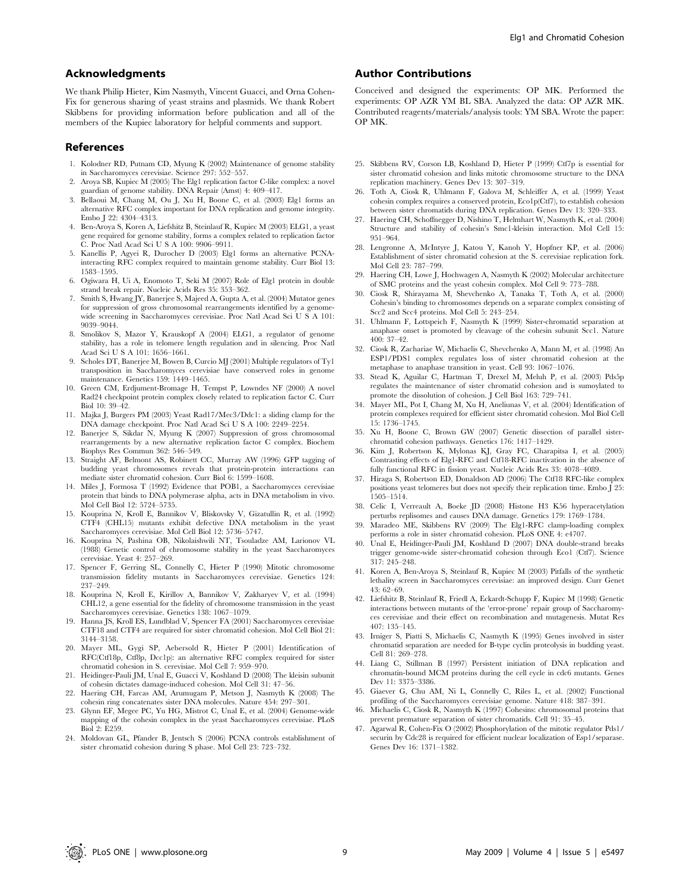## Acknowledgments

We thank Philip Hieter, Kim Nasmyth, Vincent Guacci, and Orna Cohen-Fix for generous sharing of yeast strains and plasmids. We thank Robert Skibbens for providing information before publication and all of the members of the Kupiec laboratory for helpful comments and support.

## Author Contributions

Conceived and designed the experiments: OP MK. Performed the experiments: OP AZR YM BL SBA. Analyzed the data: OP AZR MK. Contributed reagents/materials/analysis tools: YM SBA. Wrote the paper: OP MK.

## References

1. Kolodner RD, Putnam CD, Myung K (2002) Maintenance of genome stability in Saccharomyces cerevisiae. Science 297: 552–557.
2. Aroya SB, Kupiec M (2005) The Elg1 replication factor C-like complex: a novel guardian of genome stability. DNA Repair (Amst) 4: 409–417.
3. Bellaoui M, Chang M, Ou J, Xu H, Boone C, et al. (2003) Elg1 forms an alternative RFC complex important for DNA replication and genome integrity. Embo J 22: 4304–4313.
4. Ben-Aroya S, Koren A, Liefshitz B, Steinlauf R, Kupiec M (2003) ELG1, a yeast gene required for genome stability, forms a complex related to replication factor C. Proc Natl Acad Sci U S A 100: 9906–9911.
5. Kanellis P, Agyei R, Durocher D (2003) Elg1 forms an alternative PCNA-interacting RFC complex required to maintain genome stability. Curr Biol 13: 1583–1595.
6. Ogiwara H, Ui A, Enomoto T, Seki M (2007) Role of Elg1 protein in double strand break repair. Nucleic Acids Res 35: 353–362.
7. Smith S, Hwang JY, Banerjee S, Majeed A, Gupta A, et al. (2004) Mutator genes for suppression of gross chromosomal rearrangements identified by a genome-wide screening in Saccharomyces cerevisiae. Proc Natl Acad Sci U S A 101: 9039–9044.
8. Smolikov S, Mazor Y, Krauskopf A (2004) ELG1, a regulator of genome stability, has a role in telomere length regulation and in silencing. Proc Natl Acad Sci U S A 101: 1656–1661.
9. Scholes DT, Banerjee M, Bowen B, Curcio MJ (2001) Multiple regulators of Ty1 transposition in Saccharomyces cerevisiae have conserved roles in genome maintenance. Genetics 159: 1449–1465.
10. Green CM, Erdjument-Bromage H, Tempst P, Lowndes NF (2000) A novel Rad24 checkpoint protein complex closely related to replication factor C. Curr Biol 10: 39–42.
11. Majka J, Burgers PM (2003) Yeast Rad17/Mec3/Ddc1: a sliding clamp for the DNA damage checkpoint. Proc Natl Acad Sci U S A 100: 2249–2254.
12. Banerjee S, Sikdar N, Myung K (2007) Suppression of gross chromosomal rearrangements by a new alternative replication factor C complex. Biochem Biophys Res Commun 362: 546–549.
13. Straight AF, Belmont AS, Robinett CC, Murray AW (1996) GFP tagging of budding yeast chromosomes reveals that protein-protein interactions can mediate sister chromatid cohesion. Curr Biol 6: 1599–1608.
14. Miles J, Formosa T (1992) Evidence that POB1, a Saccharomyces cerevisiae protein that binds to DNA polymerase alpha, acts in DNA metabolism in vivo. Mol Cell Biol 12: 5724–5735.
15. Kouprina N, Kroll E, Bannikov V, Bliskovsky V, Gizatullin R, et al. (1992) CTF4 (CHL15) mutants exhibit defective DNA metabolism in the yeast Saccharomyces cerevisiae. Mol Cell Biol 12: 5736–5747.
16. Kouprina N, Pashina OB, Nikolaishwili NT, Tsouladze AM, Larionov VL (1988) Genetic control of chromosome stability in the yeast Saccharomyces cerevisiae. Yeast 4: 257–269.
17. Spencer F, Gerring SL, Connelly C, Hieter P (1990) Mitotic chromosome transmission fidelity mutants in Saccharomyces cerevisiae. Genetics 124: 237–249.
18. Kouprina N, Kroll E, Kirillov A, Bannikov V, Zakharyev V, et al. (1994) CHL12, a gene essential for the fidelity of chromosome transmission in the yeast Saccharomyces cerevisiae. Genetics 138: 1067–1079.
19. Hanna JS, Kroll ES, Lundblad V, Spencer FA (2001) Saccharomyces cerevisiae CTF18 and CTF4 are required for sister chromatid cohesion. Mol Cell Biol 21: 3144–3158.
20. Mayer ML, Gygi SP, Aebersold R, Hieter P (2001) Identification of RFC(Ctf18p, Ctf8p, Dcc1p): an alternative RFC complex required for sister chromatid cohesion in S. cerevisiae. Mol Cell 7: 959–970.
21. Heidinger-Pauli JM, Unal E, Guacci V, Koshland D (2008) The kleisin subunit of cohesin dictates damage-induced cohesion. Mol Cell 31: 47–56.
22. Haering CH, Farcas AM, Arumugam P, Metson J, Nasmyth K (2008) The cohesin ring concatenates sister DNA molecules. Nature 454: 297–301.
23. Glynn EF, Megee PC, Yu HG, Mistrot C, Unal E, et al. (2004) Genome-wide mapping of the cohesin complex in the yeast Saccharomyces cerevisiae. PLoS Biol 2: E259.
24. Moldovan GL, Pfander B, Jentsch S (2006) PCNA controls establishment of sister chromatid cohesion during S phase. Mol Cell 23: 723–732.
25. Skibbens RV, Corson LB, Koshland D, Hieter P (1999) Ctf7p is essential for sister chromatid cohesion and links mitotic chromosome structure to the DNA replication machinery. Genes Dev 13: 307–319.
26. Toth A, Ciosk R, Uhlmann F, Galova M, Schleiffer A, et al. (1999) Yeast cohesin complex requires a conserved protein, Eco1p(Ctf7), to establish cohesion between sister chromatids during DNA replication. Genes Dev 13: 320–333.
27. Haering CH, Schoffnegger D, Nishino T, Helmhart W, Nasmyth K, et al. (2004) Structure and stability of cohesin's Smc1-kleisin interaction. Mol Cell 15: 951–964.
28. Lengronne A, McIntyre J, Katou Y, Kanoh Y, Hopfner KP, et al. (2006) Establishment of sister chromatid cohesion at the S. cerevisiae replication fork. Mol Cell 23: 787–799.
29. Haering CH, Lowe J, Hochwagen A, Nasmyth K (2002) Molecular architecture of SMC proteins and the yeast cohesin complex. Mol Cell 9: 773–788.
30. Ciosk R, Shirayama M, Shevchenko A, Tanaka T, Toth A, et al. (2000) Cohesin's binding to chromosomes depends on a separate complex consisting of Scc2 and Scc4 proteins. Mol Cell 5: 243–254.
31. Uhlmann F, Lottspeich F, Nasmyth K (1999) Sister-chromatid separation at anaphase onset is promoted by cleavage of the cohesin subunit Scc1. Nature 400: 37–42.
32. Ciosk R, Zachariae W, Michaelis C, Shevchenko A, Mann M, et al. (1998) An ESP1/PDS1 complex regulates loss of sister chromatid cohesion at the metaphase to anaphase transition in yeast. Cell 93: 1067–1076.
33. Stead K, Aguilar C, Hartman T, Drexel M, Meluh P, et al. (2003) Pds5p regulates the maintenance of sister chromatid cohesion and is sumoylated to promote the dissolution of cohesion. J Cell Biol 163: 729–741.
34. Mayer ML, Pot I, Chang M, Xu H, Aneliunas V, et al. (2004) Identification of protein complexes required for efficient sister chromatid cohesion. Mol Biol Cell 15: 1736–1745.
35. Xu H, Boone C, Brown GW (2007) Genetic dissection of parallel sister-chromatid cohesion pathways. Genetics 176: 1417–1429.
36. Kim J, Robertson K, Mylonas KJ, Gray FC, Charapitsa I, et al. (2005) Contrasting effects of Elg1-RFC and Ctf18-RFC inactivation in the absence of fully functional RFC in fission yeast. Nucleic Acids Res 33: 4078–4089.
37. Hiraga S, Robertson ED, Donaldson AD (2006) The Ctf18 RFC-like complex positions yeast telomeres but does not specify their replication time. Embo J 25: 1505–1514.
38. Celic I, Verreault A, Boeke JD (2008) Histone H3 K56 hyperacetylation perturbs replisomes and causes DNA damage. Genetics 179: 1769–1784.
39. Maradeo ME, Skibbens RV (2009) The Elg1-RFC clamp-loading complex performs a role in sister chromatid cohesion. PLoS ONE 4: e4707.
40. Unal E, Heidinger-Pauli JM, Koshland D (2007) DNA double-strand breaks trigger genome-wide sister-chromatid cohesion through Eco1 (Ctf7). Science 317: 245–248.
41. Koren A, Ben-Aroya S, Steinlauf R, Kupiec M (2003) Pitfalls of the synthetic lethality screen in Saccharomyces cerevisiae: an improved design. Curr Genet 43: 62–69.
42. Liefshitz B, Steinlauf R, Friedl A, Eckardt-Schupp F, Kupiec M (1998) Genetic interactions between mutants of the 'error-prone' repair group of Saccharomyces cerevisiae and their effect on recombination and mutagenesis. Mutat Res 407: 135–145.
43. Irniger S, Piatti S, Michaelis C, Nasmyth K (1995) Genes involved in sister chromatid separation are needed for B-type cyclin proteolysis in budding yeast. Cell 81: 269–278.
44. Liang C, Stillman B (1997) Persistent initiation of DNA replication and chromatin-bound MCM proteins during the cell cycle in cdc6 mutants. Genes Dev 11: 3375–3386.
45. Giaever G, Chu AM, Ni L, Connelly C, Riles L, et al. (2002) Functional profiling of the Saccharomyces cerevisiae genome. Nature 418: 387–391.
46. Michaelis C, Ciosk R, Nasmyth K (1997) Cohesins: chromosomal proteins that prevent premature separation of sister chromatids. Cell 91: 35–45.
47. Agarwal R, Cohen-Fix O (2002) Phosphorylation of the mitotic regulator Pds1/securin by Cdc28 is required for efficient nuclear localization of Esp1/separase. Genes Dev 16: 1371–1382.